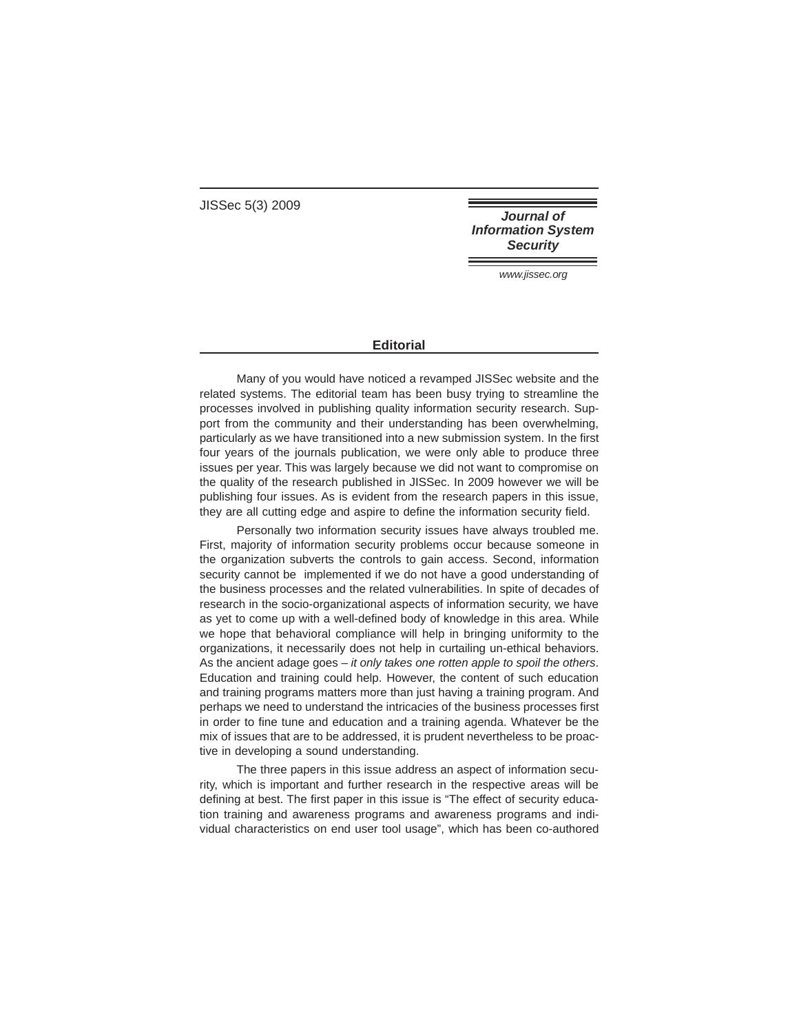# Editorial

Many of you would have noticed a revamped JISSec website and the related systems. The editorial team has been busy trying to streamline the processes involved in publishing quality information security research. Support from the community and their understanding has been overwhelming, particularly as we have transitioned into a new submission system. In the first four years of the journals publication, we were only able to produce three issues per year. This was largely because we did not want to compromise on the quality of the research published in JISSec. In 2009 however we will be publishing four issues. As is evident from the research papers in this issue, they are all cutting edge and aspire to define the information security field.

Personally two information security issues have always troubled me. First, majority of information security problems occur because someone in the organization subverts the controls to gain access. Second, information security cannot be implemented if we do not have a good understanding of the business processes and the related vulnerabilities. In spite of decades of research in the socio-organizational aspects of information security, we have as yet to come up with a well-defined body of knowledge in this area. While we hope that behavioral compliance will help in bringing uniformity to the organizations, it necessarily does not help in curtailing un-ethical behaviors. As the ancient adage goes – *it only takes one rotten apple to spoil the others*. Education and training could help. However, the content of such education and training programs matters more than just having a training program. And perhaps we need to understand the intricacies of the business processes first in order to fine tune and education and a training agenda. Whatever be the mix of issues that are to be addressed, it is prudent nevertheless to be proactive in developing a sound understanding.

The three papers in this issue address an aspect of information security, which is important and further research in the respective areas will be defining at best. The first paper in this issue is "The effect of security education training and awareness programs and awareness programs and individual characteristics on end user tool usage", which has been co-authored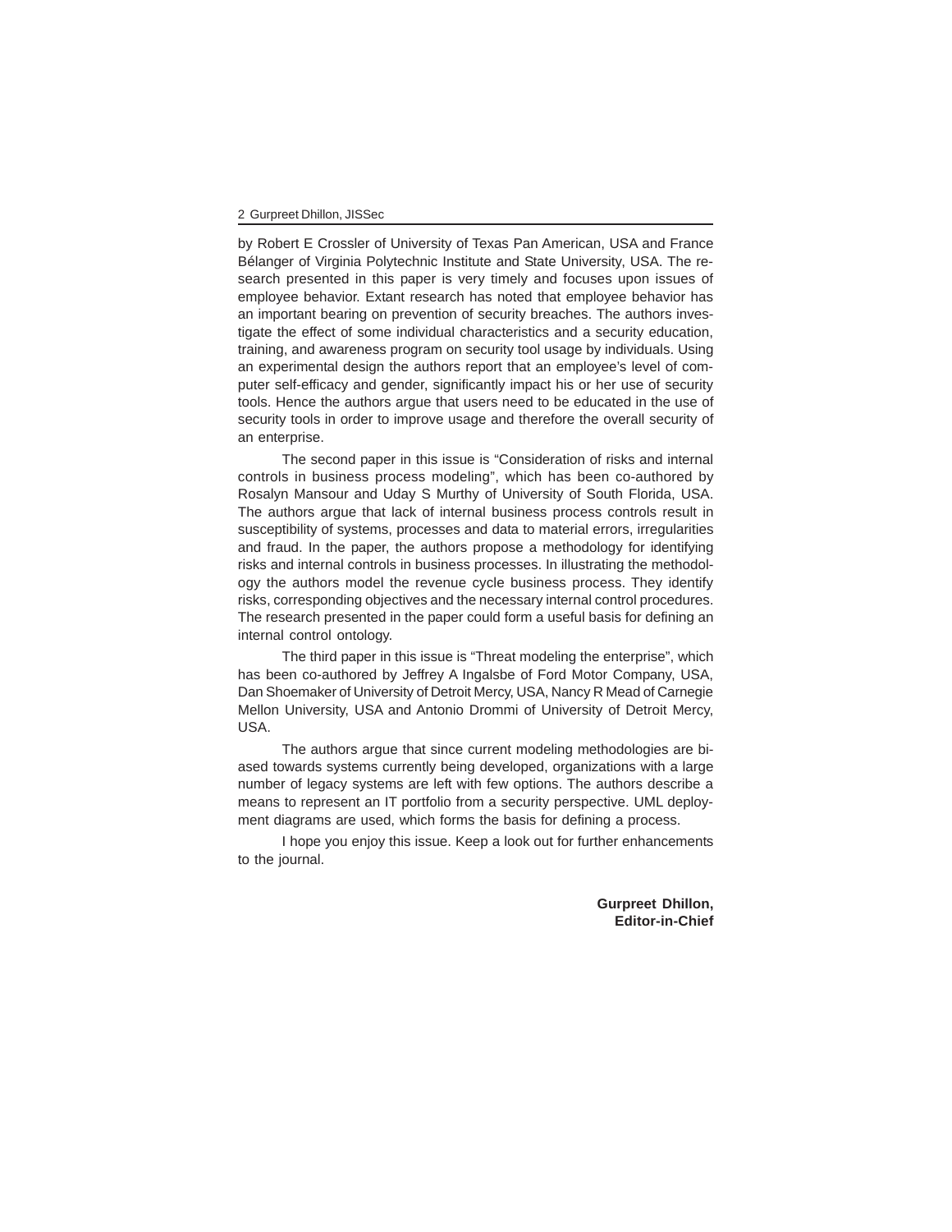by Robert E Crossler of University of Texas Pan American, USA and France Bélanger of Virginia Polytechnic Institute and State University, USA. The research presented in this paper is very timely and focuses upon issues of employee behavior. Extant research has noted that employee behavior has an important bearing on prevention of security breaches. The authors investigate the effect of some individual characteristics and a security education, training, and awareness program on security tool usage by individuals. Using an experimental design the authors report that an employee's level of computer self-efficacy and gender, significantly impact his or her use of security tools. Hence the authors argue that users need to be educated in the use of security tools in order to improve usage and therefore the overall security of an enterprise.

The second paper in this issue is "Consideration of risks and internal controls in business process modeling", which has been co-authored by Rosalyn Mansour and Uday S Murthy of University of South Florida, USA. The authors argue that lack of internal business process controls result in susceptibility of systems, processes and data to material errors, irregularities and fraud. In the paper, the authors propose a methodology for identifying risks and internal controls in business processes. In illustrating the methodology the authors model the revenue cycle business process. They identify risks, corresponding objectives and the necessary internal control procedures. The research presented in the paper could form a useful basis for defining an internal control ontology.

The third paper in this issue is "Threat modeling the enterprise", which has been co-authored by Jeffrey A Ingalsbe of Ford Motor Company, USA, Dan Shoemaker of University of Detroit Mercy, USA, Nancy R Mead of Carnegie Mellon University, USA and Antonio Drommi of University of Detroit Mercy, USA.

The authors argue that since current modeling methodologies are biased towards systems currently being developed, organizations with a large number of legacy systems are left with few options. The authors describe a means to represent an IT portfolio from a security perspective. UML deployment diagrams are used, which forms the basis for defining a process.

I hope you enjoy this issue. Keep a look out for further enhancements to the journal.

**Gurpreet Dhillon,**
**Editor-in-Chief**